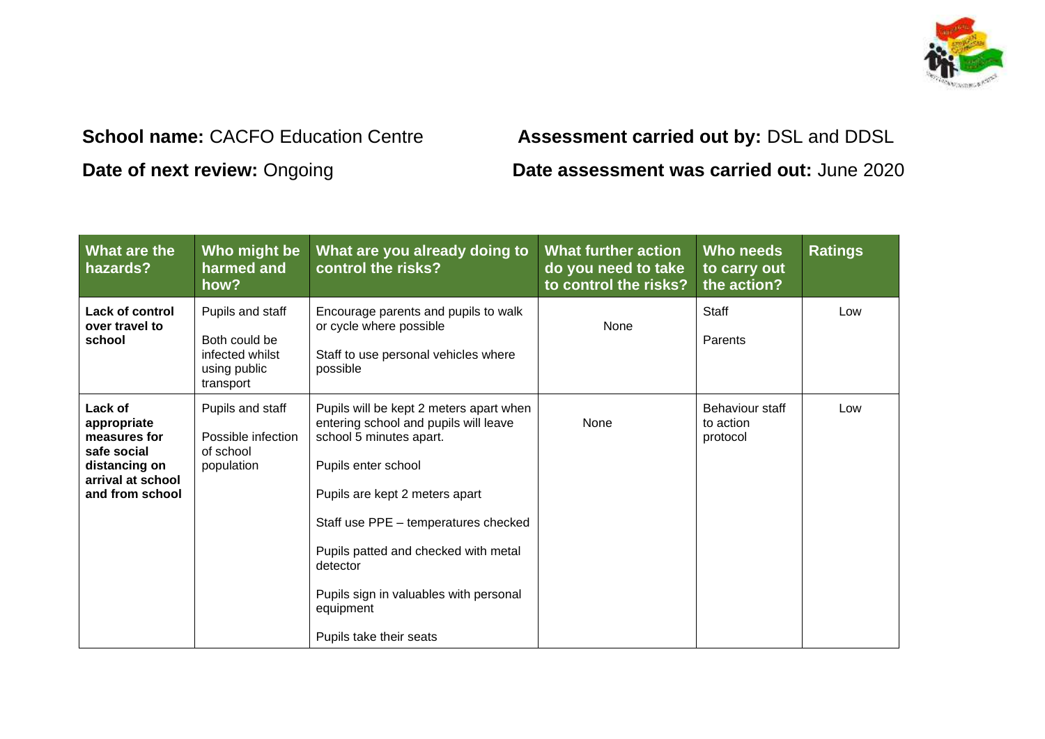**School name:** CACFO Education Centre

**Assessment carried out by:** DSL and DDSL

**Date of next review:** Ongoing

**Date assessment was carried out:** June 2020

| What are the hazards? | Who might be harmed and how? | What are you already doing to control the risks? | What further action do you need to take to control the risks? | Who needs to carry out the action? | Ratings |
|---|---|---|---|---|---|
| **Lack of control over travel to school** | Pupils and staff<br><br>Both could be infected whilst using public transport | Encourage parents and pupils to walk or cycle where possible<br><br>Staff to use personal vehicles where possible | None | Staff<br><br>Parents | Low |
| **Lack of appropriate measures for safe social distancing on arrival at school and from school** | Pupils and staff<br><br>Possible infection of school population | Pupils will be kept 2 meters apart when entering school and pupils will leave school 5 minutes apart.<br><br>Pupils enter school<br><br>Pupils are kept 2 meters apart<br><br>Staff use PPE – temperatures checked<br><br>Pupils patted and checked with metal detector<br><br>Pupils sign in valuables with personal equipment<br><br>Pupils take their seats | None | Behaviour staff to action protocol | Low |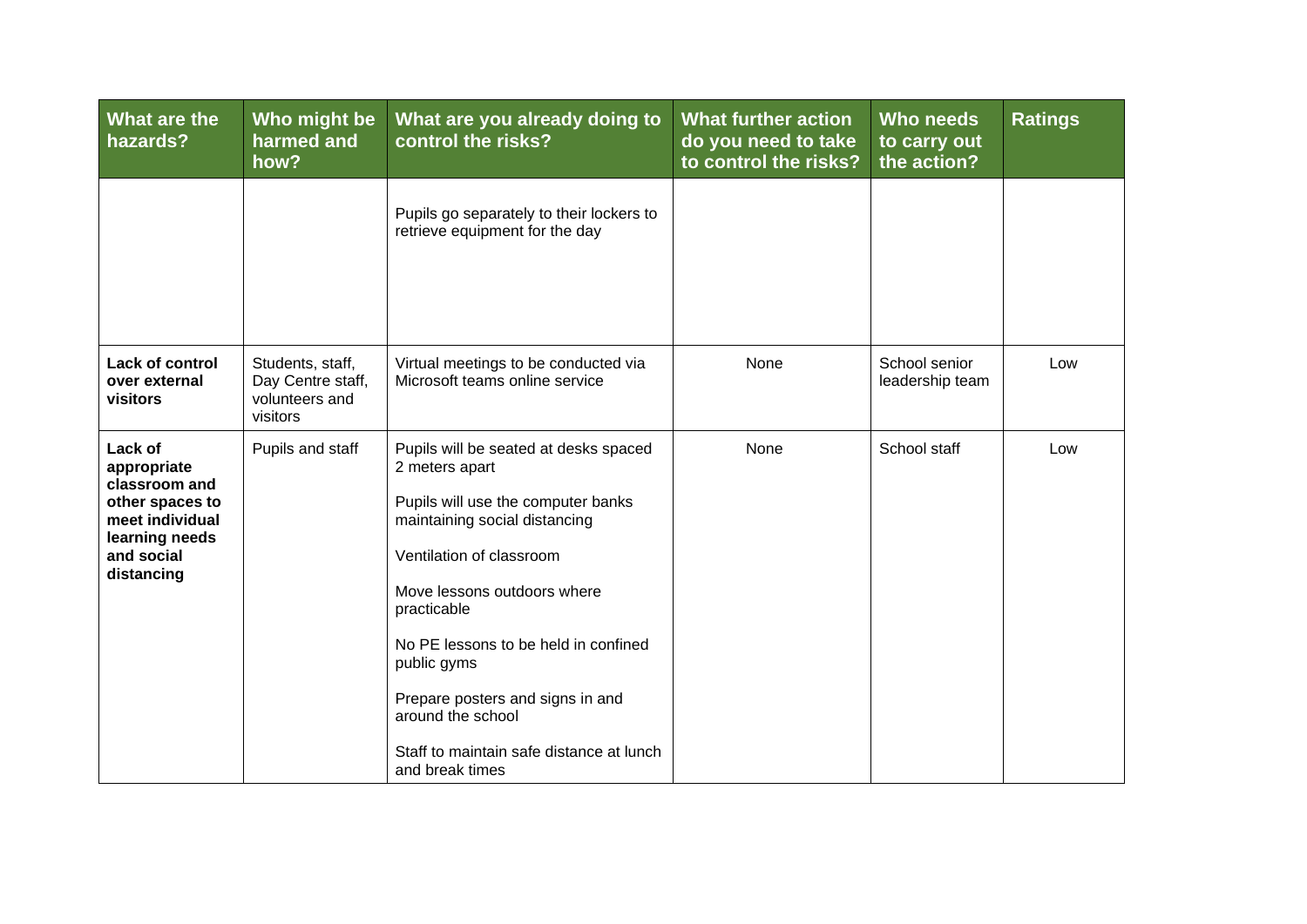| What are the hazards? | Who might be harmed and how? | What are you already doing to control the risks? | What further action do you need to take to control the risks? | Who needs to carry out the action? | Ratings |
|---|---|---|---|---|---|
| | | Pupils go separately to their lockers to retrieve equipment for the day | | | |
| **Lack of control over external visitors** | Students, staff, Day Centre staff, volunteers and visitors | Virtual meetings to be conducted via Microsoft teams online service | None | School senior leadership team | Low |
| **Lack of appropriate classroom and other spaces to meet individual learning needs and social distancing** | Pupils and staff | Pupils will be seated at desks spaced 2 meters apart<br><br>Pupils will use the computer banks maintaining social distancing<br><br>Ventilation of classroom<br><br>Move lessons outdoors where practicable<br><br>No PE lessons to be held in confined public gyms<br><br>Prepare posters and signs in and around the school<br><br>Staff to maintain safe distance at lunch and break times | None | School staff | Low |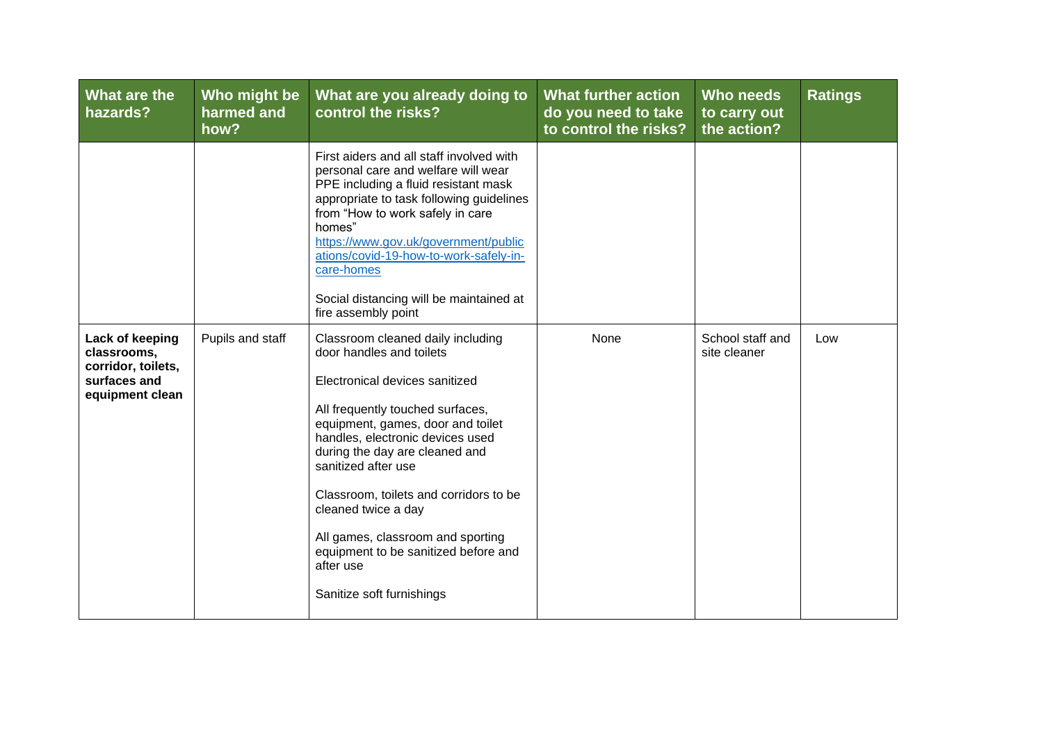| What are the hazards? | Who might be harmed and how? | What are you already doing to control the risks? | What further action do you need to take to control the risks? | Who needs to carry out the action? | Ratings |
|---|---|---|---|---|---|
| | | First aiders and all staff involved with personal care and welfare will wear PPE including a fluid resistant mask appropriate to task following guidelines from "How to work safely in care homes" [https://www.gov.uk/government/publications/covid-19-how-to-work-safely-in-care-homes](https://www.gov.uk/government/publications/covid-19-how-to-work-safely-in-care-homes)<br><br>Social distancing will be maintained at fire assembly point | | | |
| **Lack of keeping classrooms, corridor, toilets, surfaces and equipment clean** | Pupils and staff | Classroom cleaned daily including door handles and toilets<br><br>Electronical devices sanitized<br><br>All frequently touched surfaces, equipment, games, door and toilet handles, electronic devices used during the day are cleaned and sanitized after use<br><br>Classroom, toilets and corridors to be cleaned twice a day<br><br>All games, classroom and sporting equipment to be sanitized before and after use<br><br>Sanitize soft furnishings | None | School staff and site cleaner | Low |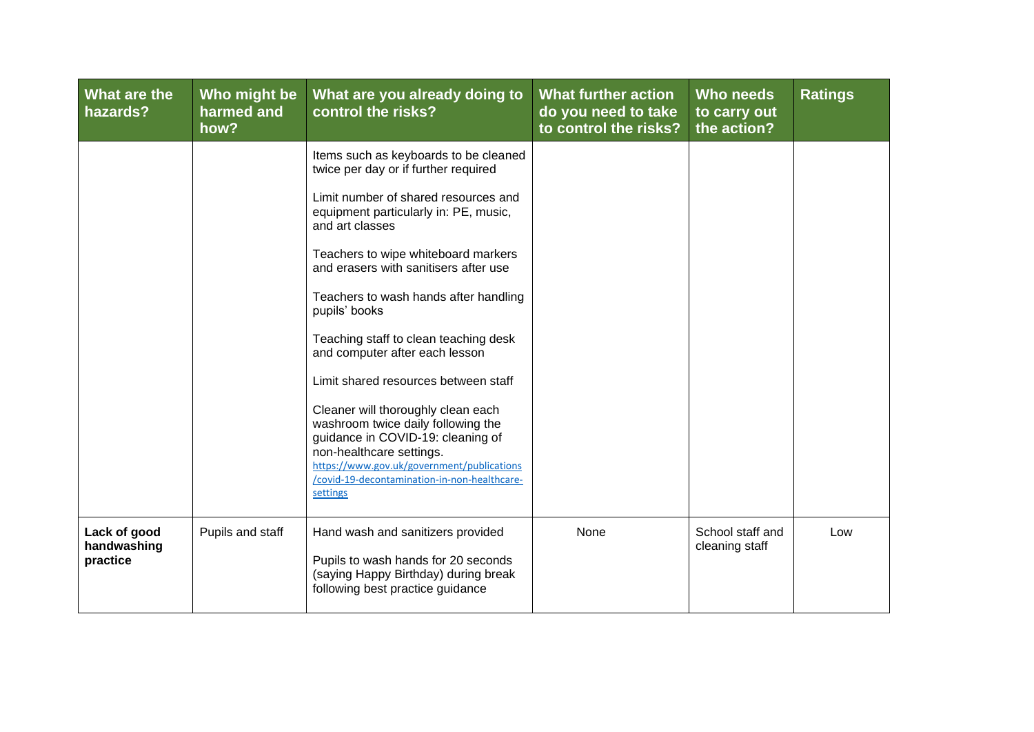| What are the hazards? | Who might be harmed and how? | What are you already doing to control the risks? | What further action do you need to take to control the risks? | Who needs to carry out the action? | Ratings |
|---|---|---|---|---|---|
| | | Items such as keyboards to be cleaned twice per day or if further required<br><br>Limit number of shared resources and equipment particularly in: PE, music, and art classes<br><br>Teachers to wipe whiteboard markers and erasers with sanitisers after use<br><br>Teachers to wash hands after handling pupils' books<br><br>Teaching staff to clean teaching desk and computer after each lesson<br><br>Limit shared resources between staff<br><br>Cleaner will thoroughly clean each washroom twice daily following the guidance in COVID-19: cleaning of non-healthcare settings. https://www.gov.uk/government/publications/covid-19-decontamination-in-non-healthcare-settings | | | |
| **Lack of good handwashing practice** | Pupils and staff | Hand wash and sanitizers provided<br><br>Pupils to wash hands for 20 seconds (saying Happy Birthday) during break following best practice guidance | None | School staff and cleaning staff | Low |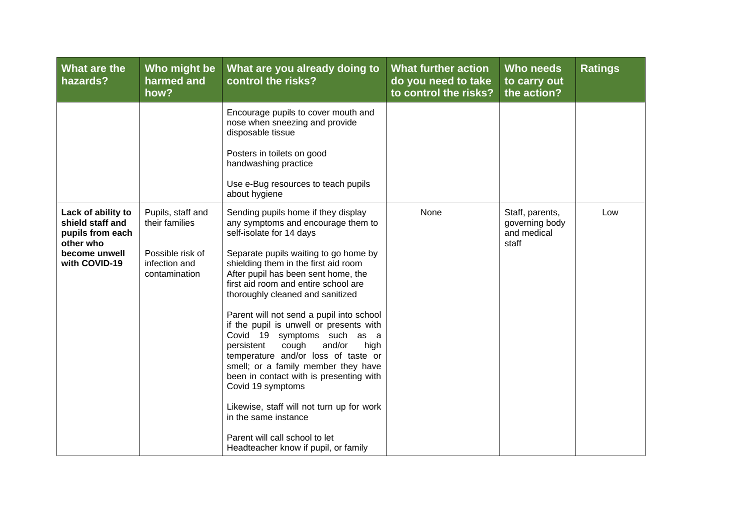| What are the hazards? | Who might be harmed and how? | What are you already doing to control the risks? | What further action do you need to take to control the risks? | Who needs to carry out the action? | Ratings |
|---|---|---|---|---|---|
| | | Encourage pupils to cover mouth and nose when sneezing and provide disposable tissue<br><br>Posters in toilets on good handwashing practice<br><br>Use e-Bug resources to teach pupils about hygiene | | | |
| **Lack of ability to shield staff and pupils from each other who become unwell with COVID-19** | Pupils, staff and their families<br><br>Possible risk of infection and contamination | Sending pupils home if they display any symptoms and encourage them to self-isolate for 14 days<br><br>Separate pupils waiting to go home by shielding them in the first aid room After pupil has been sent home, the first aid room and entire school are thoroughly cleaned and sanitized<br><br>Parent will not send a pupil into school if the pupil is unwell or presents with Covid 19 symptoms such as a persistent cough and/or high temperature and/or loss of taste or smell; or a family member they have been in contact with is presenting with Covid 19 symptoms<br><br>Likewise, staff will not turn up for work in the same instance<br><br>Parent will call school to let Headteacher know if pupil, or family | None | Staff, parents, governing body and medical staff | Low |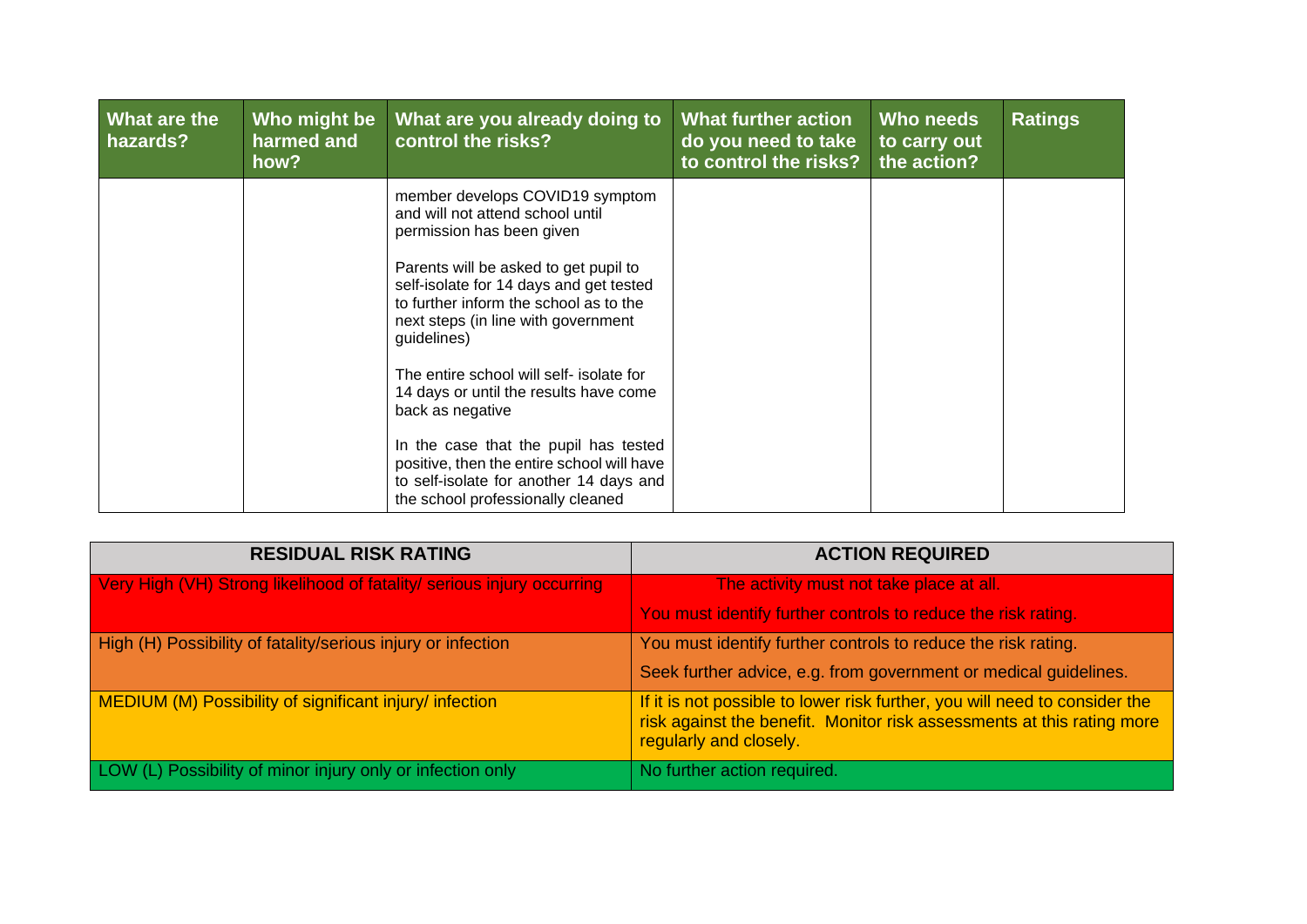| What are the hazards? | Who might be harmed and how? | What are you already doing to control the risks? | What further action do you need to take to control the risks? | Who needs to carry out the action? | Ratings |
|---|---|---|---|---|---|
| | | member develops COVID19 symptom and will not attend school until permission has been given<br><br>Parents will be asked to get pupil to self-isolate for 14 days and get tested to further inform the school as to the next steps (in line with government guidelines)<br><br>The entire school will self- isolate for 14 days or until the results have come back as negative<br><br>In the case that the pupil has tested positive, then the entire school will have to self-isolate for another 14 days and the school professionally cleaned | | | |

| RESIDUAL RISK RATING | ACTION REQUIRED |
|---|---|
| Very High (VH) Strong likelihood of fatality/ serious injury occurring | The activity must not take place at all.<br><br>You must identify further controls to reduce the risk rating. |
| High (H) Possibility of fatality/serious injury or infection | You must identify further controls to reduce the risk rating.<br><br>Seek further advice, e.g. from government or medical guidelines. |
| MEDIUM (M) Possibility of significant injury/ infection | If it is not possible to lower risk further, you will need to consider the risk against the benefit. Monitor risk assessments at this rating more regularly and closely. |
| LOW (L) Possibility of minor injury only or infection only | No further action required. |